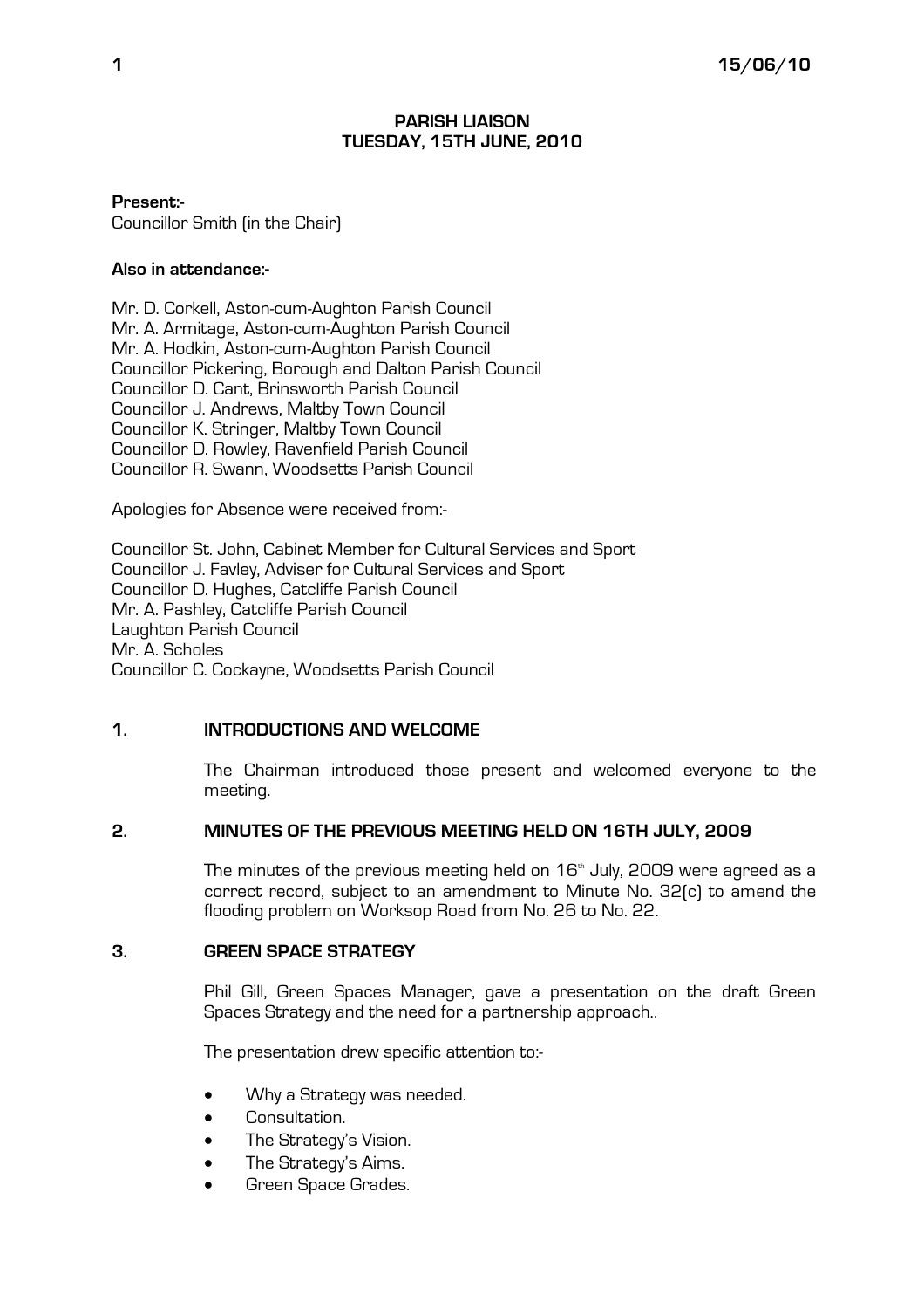# PARISH LIAISON
## TUESDAY, 15TH JUNE, 2010

**Present:-**
Councillor Smith (in the Chair)

**Also in attendance:-**

Mr. D. Corkell, Aston-cum-Aughton Parish Council
Mr. A. Armitage, Aston-cum-Aughton Parish Council
Mr. A. Hodkin, Aston-cum-Aughton Parish Council
Councillor Pickering, Borough and Dalton Parish Council
Councillor D. Cant, Brinsworth Parish Council
Councillor J. Andrews, Maltby Town Council
Councillor K. Stringer, Maltby Town Council
Councillor D. Rowley, Ravenfield Parish Council
Councillor R. Swann, Woodsetts Parish Council

Apologies for Absence were received from:-

Councillor St. John, Cabinet Member for Cultural Services and Sport
Councillor J. Favley, Adviser for Cultural Services and Sport
Councillor D. Hughes, Catcliffe Parish Council
Mr. A. Pashley, Catcliffe Parish Council
Laughton Parish Council
Mr. A. Scholes
Councillor C. Cockayne, Woodsetts Parish Council

### 1. INTRODUCTIONS AND WELCOME

The Chairman introduced those present and welcomed everyone to the meeting.

### 2. MINUTES OF THE PREVIOUS MEETING HELD ON 16TH JULY, 2009

The minutes of the previous meeting held on 16th July, 2009 were agreed as a correct record, subject to an amendment to Minute No. 32(c) to amend the flooding problem on Worksop Road from No. 26 to No. 22.

### 3. GREEN SPACE STRATEGY

Phil Gill, Green Spaces Manager, gave a presentation on the draft Green Spaces Strategy and the need for a partnership approach..

The presentation drew specific attention to:-

- Why a Strategy was needed.
- Consultation.
- The Strategy's Vision.
- The Strategy's Aims.
- Green Space Grades.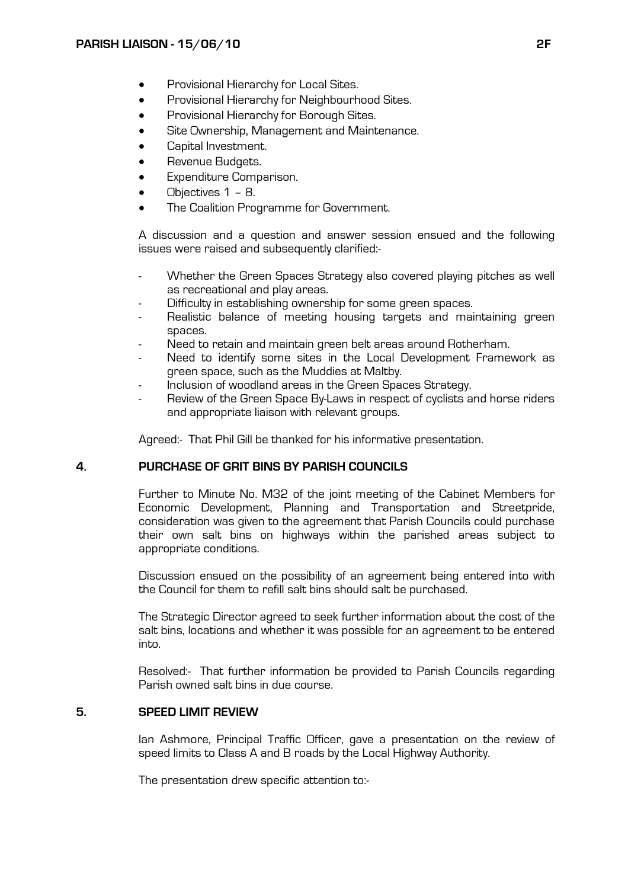- Provisional Hierarchy for Local Sites.
- Provisional Hierarchy for Neighbourhood Sites.
- Provisional Hierarchy for Borough Sites.
- Site Ownership, Management and Maintenance.
- Capital Investment.
- Revenue Budgets.
- Expenditure Comparison.
- Objectives 1 – 8.
- The Coalition Programme for Government.

A discussion and a question and answer session ensued and the following issues were raised and subsequently clarified:-

- Whether the Green Spaces Strategy also covered playing pitches as well as recreational and play areas.
- Difficulty in establishing ownership for some green spaces.
- Realistic balance of meeting housing targets and maintaining green spaces.
- Need to retain and maintain green belt areas around Rotherham.
- Need to identify some sites in the Local Development Framework as green space, such as the Muddies at Maltby.
- Inclusion of woodland areas in the Green Spaces Strategy.
- Review of the Green Space By-Laws in respect of cyclists and horse riders and appropriate liaison with relevant groups.

Agreed:- That Phil Gill be thanked for his informative presentation.

## 4. PURCHASE OF GRIT BINS BY PARISH COUNCILS

Further to Minute No. M32 of the joint meeting of the Cabinet Members for Economic Development, Planning and Transportation and Streetpride, consideration was given to the agreement that Parish Councils could purchase their own salt bins on highways within the parished areas subject to appropriate conditions.

Discussion ensued on the possibility of an agreement being entered into with the Council for them to refill salt bins should salt be purchased.

The Strategic Director agreed to seek further information about the cost of the salt bins, locations and whether it was possible for an agreement to be entered into.

Resolved:- That further information be provided to Parish Councils regarding Parish owned salt bins in due course.

## 5. SPEED LIMIT REVIEW

Ian Ashmore, Principal Traffic Officer, gave a presentation on the review of speed limits to Class A and B roads by the Local Highway Authority.

The presentation drew specific attention to:-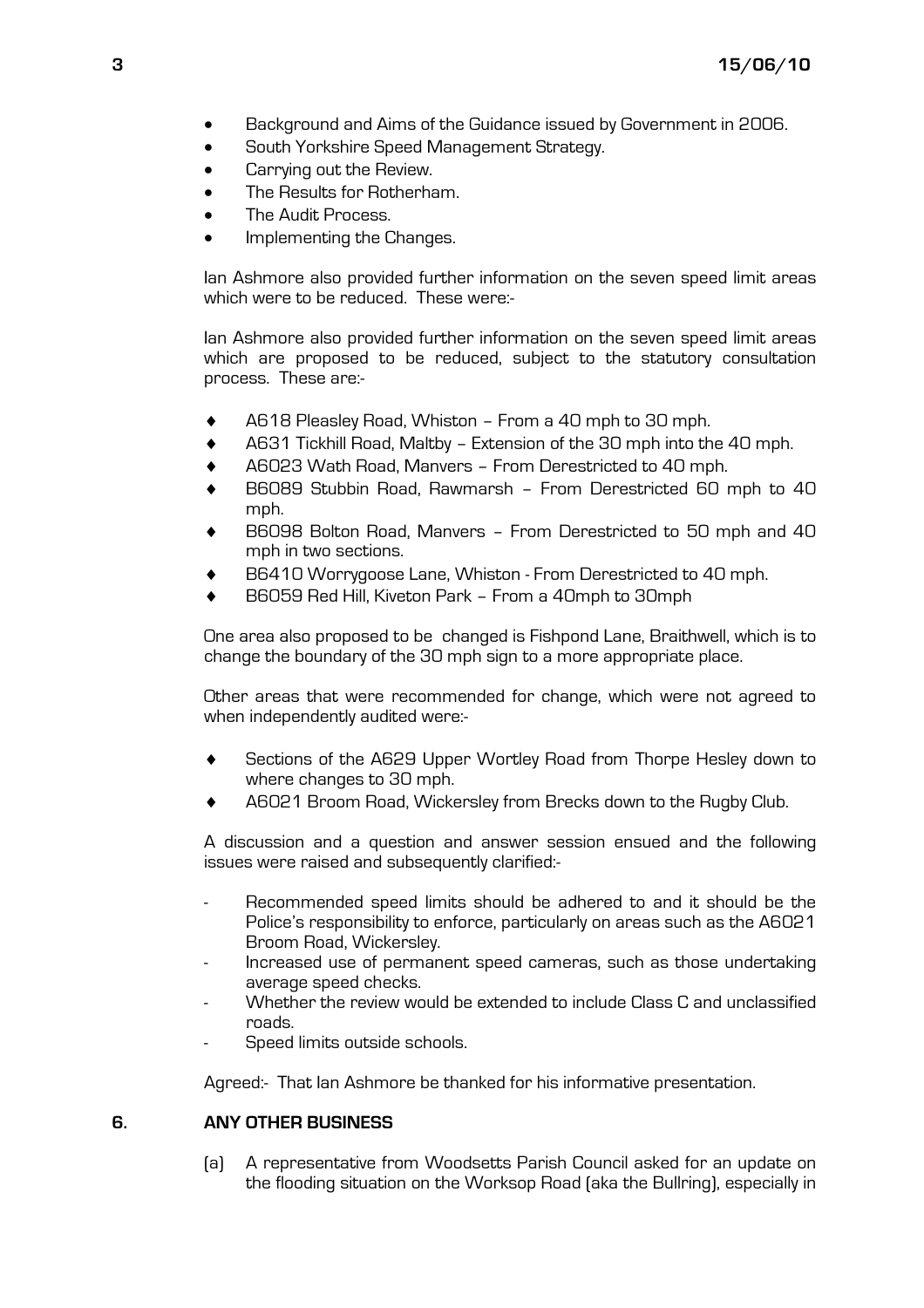- Background and Aims of the Guidance issued by Government in 2006.
- South Yorkshire Speed Management Strategy.
- Carrying out the Review.
- The Results for Rotherham.
- The Audit Process.
- Implementing the Changes.

Ian Ashmore also provided further information on the seven speed limit areas which were to be reduced. These were:-

Ian Ashmore also provided further information on the seven speed limit areas which are proposed to be reduced, subject to the statutory consultation process. These are:-

- A618 Pleasley Road, Whiston – From a 40 mph to 30 mph.
- A631 Tickhill Road, Maltby – Extension of the 30 mph into the 40 mph.
- A6023 Wath Road, Manvers – From Derestricted to 40 mph.
- B6089 Stubbin Road, Rawmarsh – From Derestricted 60 mph to 40 mph.
- B6098 Bolton Road, Manvers – From Derestricted to 50 mph and 40 mph in two sections.
- B6410 Worrygoose Lane, Whiston - From Derestricted to 40 mph.
- B6059 Red Hill, Kiveton Park – From a 40mph to 30mph

One area also proposed to be changed is Fishpond Lane, Braithwell, which is to change the boundary of the 30 mph sign to a more appropriate place.

Other areas that were recommended for change, which were not agreed to when independently audited were:-

- Sections of the A629 Upper Wortley Road from Thorpe Hesley down to where changes to 30 mph.
- A6021 Broom Road, Wickersley from Brecks down to the Rugby Club.

A discussion and a question and answer session ensued and the following issues were raised and subsequently clarified:-

- Recommended speed limits should be adhered to and it should be the Police's responsibility to enforce, particularly on areas such as the A6021 Broom Road, Wickersley.
- Increased use of permanent speed cameras, such as those undertaking average speed checks.
- Whether the review would be extended to include Class C and unclassified roads.
- Speed limits outside schools.

Agreed:- That Ian Ashmore be thanked for his informative presentation.

## 6. ANY OTHER BUSINESS

(a) A representative from Woodsetts Parish Council asked for an update on the flooding situation on the Worksop Road (aka the Bullring), especially in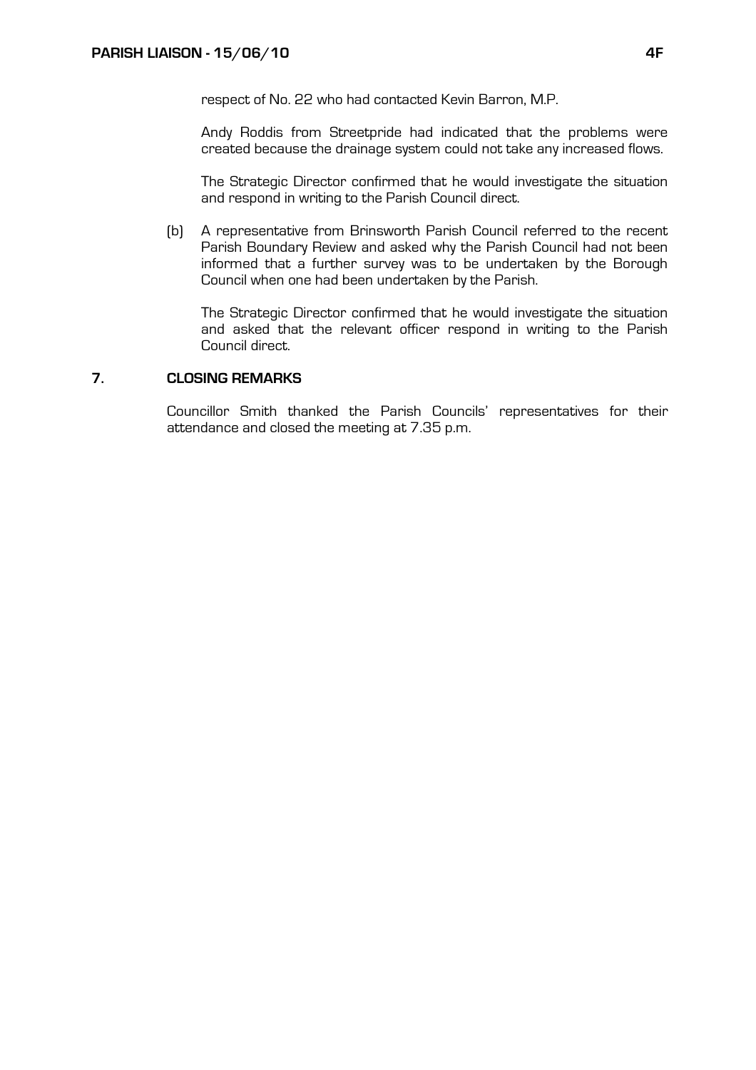respect of No. 22 who had contacted Kevin Barron, M.P.

Andy Roddis from Streetpride had indicated that the problems were created because the drainage system could not take any increased flows.

The Strategic Director confirmed that he would investigate the situation and respond in writing to the Parish Council direct.

(b) A representative from Brinsworth Parish Council referred to the recent Parish Boundary Review and asked why the Parish Council had not been informed that a further survey was to be undertaken by the Borough Council when one had been undertaken by the Parish.

The Strategic Director confirmed that he would investigate the situation and asked that the relevant officer respond in writing to the Parish Council direct.

## 7. CLOSING REMARKS

Councillor Smith thanked the Parish Councils' representatives for their attendance and closed the meeting at 7.35 p.m.